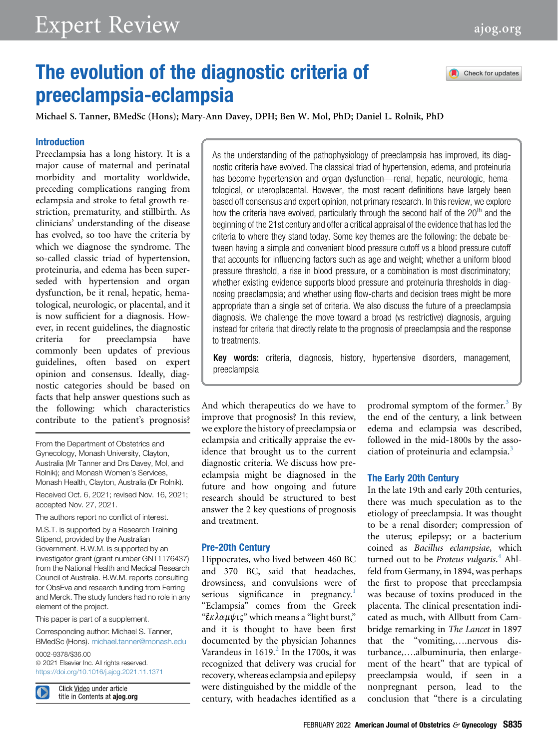# The evolution of the diagnostic criteria of preeclampsia-eclampsia

**Michael S. Tanner, BMedSc (Hons); Mary-Ann Davey, DPH; Ben W. Mol, PhD; Daniel L. Rolnik, PhD**

As the understanding of the pathophysiology of preeclampsia has improved, its diagnostic criteria have evolved. The classical triad of hypertension, edema, and proteinuria has become hypertension and organ dysfunction—renal, hepatic, neurologic, hematological, or uteroplacental. However, the most recent definitions have largely been based off consensus and expert opinion, not primary research. In this review, we explore how the criteria have evolved, particularly through the second half of the 20th and the beginning of the 21st century and offer a critical appraisal of the evidence that has led the criteria to where they stand today. Some key themes are the following: the debate between having a simple and convenient blood pressure cutoff vs a blood pressure cutoff that accounts for influencing factors such as age and weight; whether a uniform blood pressure threshold, a rise in blood pressure, or a combination is most discriminatory; whether existing evidence supports blood pressure and proteinuria thresholds in diagnosing preeclampsia; and whether using flow-charts and decision trees might be more appropriate than a single set of criteria. We also discuss the future of a preeclampsia diagnosis. We challenge the move toward a broad (vs restrictive) diagnosis, arguing instead for criteria that directly relate to the prognosis of preeclampsia and the response to treatments.

**Key words:** criteria, diagnosis, history, hypertensive disorders, management, preeclampsia

## Introduction

Preeclampsia has a long history. It is a major cause of maternal and perinatal morbidity and mortality worldwide, preceding complications ranging from eclampsia and stroke to fetal growth restriction, prematurity, and stillbirth. As clinicians' understanding of the disease has evolved, so too have the criteria by which we diagnose the syndrome. The so-called classic triad of hypertension, proteinuria, and edema has been superseded with hypertension and organ dysfunction, be it renal, hepatic, hematological, neurologic, or placental, and it is now sufficient for a diagnosis. However, in recent guidelines, the diagnostic criteria for preeclampsia have commonly been updates of previous guidelines, often based on expert opinion and consensus. Ideally, diagnostic categories should be based on facts that help answer questions such as the following: which characteristics contribute to the patient's prognosis? And which therapeutics do we have to improve that prognosis? In this review, we explore the history of preeclampsia or eclampsia and critically appraise the evidence that brought us to the current diagnostic criteria. We discuss how preeclampsia might be diagnosed in the future and how ongoing and future research should be structured to best answer the 2 key questions of prognosis and treatment.

From the Department of Obstetrics and Gynecology, Monash University, Clayton, Australia (Mr Tanner and Drs Davey, Mol, and Rolnik); and Monash Women's Services, Monash Health, Clayton, Australia (Dr Rolnik).

Received Oct. 6, 2021; revised Nov. 16, 2021; accepted Nov. 27, 2021.

The authors report no conflict of interest.

M.S.T. is supported by a Research Training Stipend, provided by the Australian Government. B.W.M. is supported by an investigator grant (grant number GNT1176437) from the National Health and Medical Research Council of Australia. B.W.M. reports consulting for ObsEva and research funding from Ferring and Merck. The study funders had no role in any element of the project.

This paper is part of a supplement.

Corresponding author: Michael S. Tanner, BMedSc (Hons). michael.tanner@monash.edu

0002-9378/$36.00
© 2021 Elsevier Inc. All rights reserved.
https://doi.org/10.1016/j.ajog.2021.11.1371

Click Video under article title in Contents at **ajog.org**

## Pre-20th Century

Hippocrates, who lived between 460 BC and 370 BC, said that headaches, drowsiness, and convulsions were of serious significance in pregnancy.[1] "Eclampsia" comes from the Greek "ἔκλαμψις" which means a "light burst," and it is thought to have been first documented by the physician Johannes Varandeus in 1619.[2] In the 1700s, it was recognized that delivery was crucial for recovery, whereas eclampsia and epilepsy were distinguished by the middle of the century, with headaches identified as a prodromal symptom of the former.[3] By the end of the century, a link between edema and eclampsia was described, followed in the mid-1800s by the association of proteinuria and eclampsia.[3]

## The Early 20th Century

In the late 19th and early 20th centuries, there was much speculation as to the etiology of preeclampsia. It was thought to be a renal disorder; compression of the uterus; epilepsy; or a bacterium coined as *Bacillus eclampsiae*, which turned out to be *Proteus vulgaris*.[4] Ahlfeld from Germany, in 1894, was perhaps the first to propose that preeclampsia was because of toxins produced in the placenta. The clinical presentation indicated as much, with Allbutt from Cambridge remarking in *The Lancet* in 1897 that the "vomiting,….nervous disturbance,….albuminuria, then enlargement of the heart" that are typical of preeclampsia would, if seen in a nonpregnant person, lead to the conclusion that "there is a circulating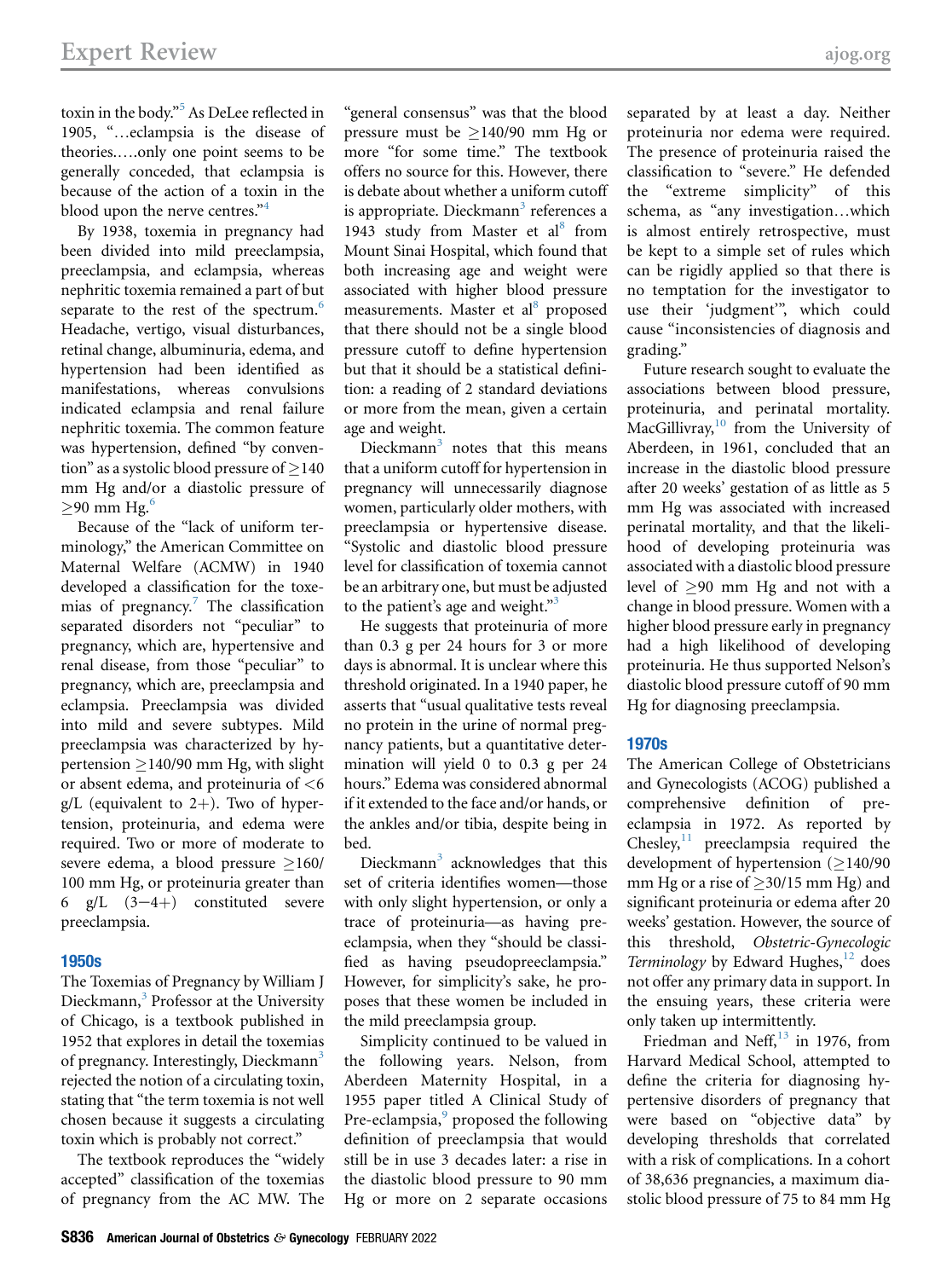toxin in the body."[5] As DeLee reflected in 1905, "…eclampsia is the disease of theories.….only one point seems to be generally conceded, that eclampsia is because of the action of a toxin in the blood upon the nerve centres."[4]

By 1938, toxemia in pregnancy had been divided into mild preeclampsia, preeclampsia, and eclampsia, whereas nephritic toxemia remained a part of but separate to the rest of the spectrum.[6] Headache, vertigo, visual disturbances, retinal change, albuminuria, edema, and hypertension had been identified as manifestations, whereas convulsions indicated eclampsia and renal failure nephritic toxemia. The common feature was hypertension, defined "by convention" as a systolic blood pressure of ≥140 mm Hg and/or a diastolic pressure of ≥90 mm Hg.[6]

Because of the "lack of uniform terminology," the American Committee on Maternal Welfare (ACMW) in 1940 developed a classification for the toxemias of pregnancy.[7] The classification separated disorders not "peculiar" to pregnancy, which are, hypertensive and renal disease, from those "peculiar" to pregnancy, which are, preeclampsia and eclampsia. Preeclampsia was divided into mild and severe subtypes. Mild preeclampsia was characterized by hypertension ≥140/90 mm Hg, with slight or absent edema, and proteinuria of <6 g/L (equivalent to 2+). Two of hypertension, proteinuria, and edema were required. Two or more of moderate to severe edema, a blood pressure ≥160/100 mm Hg, or proteinuria greater than 6 g/L (3−4+) constituted severe preeclampsia.

## 1950s

The Toxemias of Pregnancy by William J Dieckmann,[3] Professor at the University of Chicago, is a textbook published in 1952 that explores in detail the toxemias of pregnancy. Interestingly, Dieckmann[3] rejected the notion of a circulating toxin, stating that "the term toxemia is not well chosen because it suggests a circulating toxin which is probably not correct."

The textbook reproduces the "widely accepted" classification of the toxemias of pregnancy from the AC MW. The "general consensus" was that the blood pressure must be ≥140/90 mm Hg or more "for some time." The textbook offers no source for this. However, there is debate about whether a uniform cutoff is appropriate. Dieckmann[3] references a 1943 study from Master et al[8] from Mount Sinai Hospital, which found that both increasing age and weight were associated with higher blood pressure measurements. Master et al[8] proposed that there should not be a single blood pressure cutoff to define hypertension but that it should be a statistical definition: a reading of 2 standard deviations or more from the mean, given a certain age and weight.

Dieckmann[3] notes that this means that a uniform cutoff for hypertension in pregnancy will unnecessarily diagnose women, particularly older mothers, with preeclampsia or hypertensive disease. "Systolic and diastolic blood pressure level for classification of toxemia cannot be an arbitrary one, but must be adjusted to the patient's age and weight."[3]

He suggests that proteinuria of more than 0.3 g per 24 hours for 3 or more days is abnormal. It is unclear where this threshold originated. In a 1940 paper, he asserts that "usual qualitative tests reveal no protein in the urine of normal pregnancy patients, but a quantitative determination will yield 0 to 0.3 g per 24 hours." Edema was considered abnormal if it extended to the face and/or hands, or the ankles and/or tibia, despite being in bed.

Dieckmann[3] acknowledges that this set of criteria identifies women—those with only slight hypertension, or only a trace of proteinuria—as having preeclampsia, when they "should be classified as having pseudopreeclampsia." However, for simplicity's sake, he proposes that these women be included in the mild preeclampsia group.

Simplicity continued to be valued in the following years. Nelson, from Aberdeen Maternity Hospital, in a 1955 paper titled A Clinical Study of Pre-eclampsia,[9] proposed the following definition of preeclampsia that would still be in use 3 decades later: a rise in the diastolic blood pressure to 90 mm Hg or more on 2 separate occasions separated by at least a day. Neither proteinuria nor edema were required. The presence of proteinuria raised the classification to "severe." He defended the "extreme simplicity" of this schema, as "any investigation…which is almost entirely retrospective, must be kept to a simple set of rules which can be rigidly applied so that there is no temptation for the investigator to use their 'judgment'", which could cause "inconsistencies of diagnosis and grading."

Future research sought to evaluate the associations between blood pressure, proteinuria, and perinatal mortality. MacGillivray,[10] from the University of Aberdeen, in 1961, concluded that an increase in the diastolic blood pressure after 20 weeks' gestation of as little as 5 mm Hg was associated with increased perinatal mortality, and that the likelihood of developing proteinuria was associated with a diastolic blood pressure level of ≥90 mm Hg and not with a change in blood pressure. Women with a higher blood pressure early in pregnancy had a high likelihood of developing proteinuria. He thus supported Nelson's diastolic blood pressure cutoff of 90 mm Hg for diagnosing preeclampsia.

## 1970s

The American College of Obstetricians and Gynecologists (ACOG) published a comprehensive definition of preeclampsia in 1972. As reported by Chesley,[11] preeclampsia required the development of hypertension (≥140/90 mm Hg or a rise of ≥30/15 mm Hg) and significant proteinuria or edema after 20 weeks' gestation. However, the source of this threshold, *Obstetric-Gynecologic Terminology* by Edward Hughes,[12] does not offer any primary data in support. In the ensuing years, these criteria were only taken up intermittently.

Friedman and Neff,[13] in 1976, from Harvard Medical School, attempted to define the criteria for diagnosing hypertensive disorders of pregnancy that were based on "objective data" by developing thresholds that correlated with a risk of complications. In a cohort of 38,636 pregnancies, a maximum diastolic blood pressure of 75 to 84 mm Hg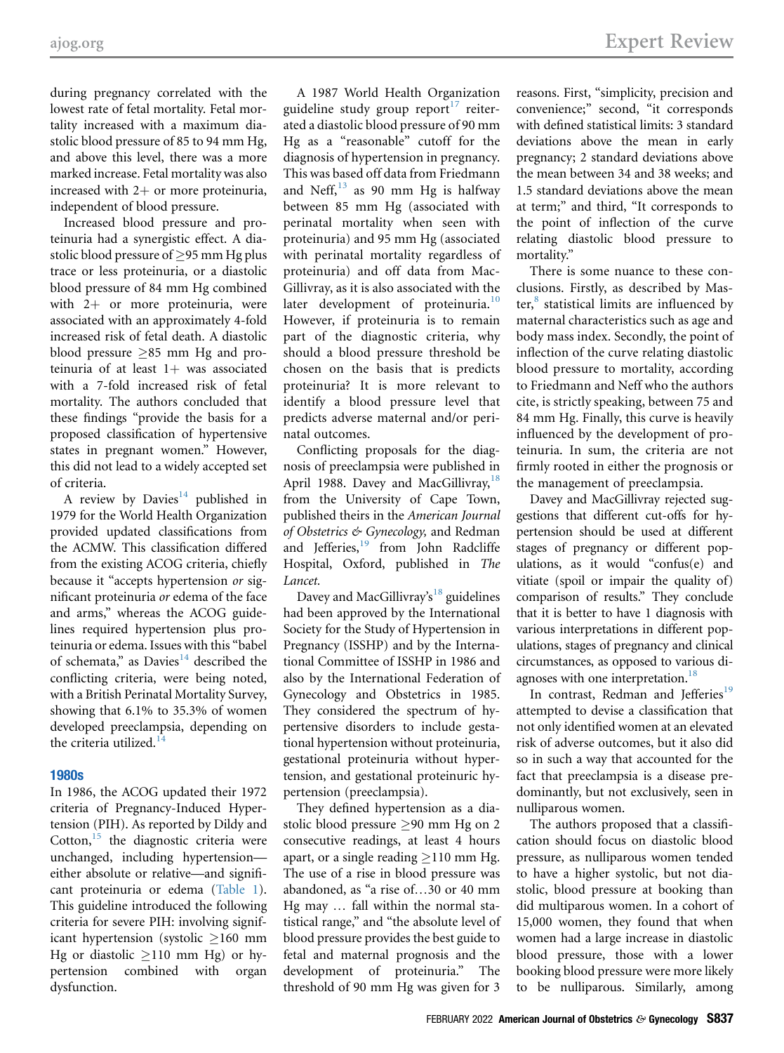during pregnancy correlated with the lowest rate of fetal mortality. Fetal mortality increased with a maximum diastolic blood pressure of 85 to 94 mm Hg, and above this level, there was a more marked increase. Fetal mortality was also increased with 2+ or more proteinuria, independent of blood pressure.

Increased blood pressure and proteinuria had a synergistic effect. A diastolic blood pressure of ≥95 mm Hg plus trace or less proteinuria, or a diastolic blood pressure of 84 mm Hg combined with 2+ or more proteinuria, were associated with an approximately 4-fold increased risk of fetal death. A diastolic blood pressure ≥85 mm Hg and proteinuria of at least 1+ was associated with a 7-fold increased risk of fetal mortality. The authors concluded that these findings "provide the basis for a proposed classification of hypertensive states in pregnant women." However, this did not lead to a widely accepted set of criteria.

A review by Davies[14] published in 1979 for the World Health Organization provided updated classifications from the ACMW. This classification differed from the existing ACOG criteria, chiefly because it "accepts hypertension *or* significant proteinuria *or* edema of the face and arms," whereas the ACOG guidelines required hypertension plus proteinuria or edema. Issues with this "babel of schemata," as Davies[14] described the conflicting criteria, were being noted, with a British Perinatal Mortality Survey, showing that 6.1% to 35.3% of women developed preeclampsia, depending on the criteria utilized.[14]

## 1980s

In 1986, the ACOG updated their 1972 criteria of Pregnancy-Induced Hypertension (PIH). As reported by Dildy and Cotton,[15] the diagnostic criteria were unchanged, including hypertension—either absolute or relative—and significant proteinuria or edema (Table 1). This guideline introduced the following criteria for severe PIH: involving significant hypertension (systolic ≥160 mm Hg or diastolic ≥110 mm Hg) or hypertension combined with organ dysfunction.

A 1987 World Health Organization guideline study group report[17] reiterated a diastolic blood pressure of 90 mm Hg as a "reasonable" cutoff for the diagnosis of hypertension in pregnancy. This was based off data from Friedmann and Neff,[13] as 90 mm Hg is halfway between 85 mm Hg (associated with perinatal mortality when seen with proteinuria) and 95 mm Hg (associated with perinatal mortality regardless of proteinuria) and off data from MacGillivray, as it is also associated with the later development of proteinuria.[10] However, if proteinuria is to remain part of the diagnostic criteria, why should a blood pressure threshold be chosen on the basis that is predicts proteinuria? It is more relevant to identify a blood pressure level that predicts adverse maternal and/or perinatal outcomes.

Conflicting proposals for the diagnosis of preeclampsia were published in April 1988. Davey and MacGillivray,[18] from the University of Cape Town, published theirs in the *American Journal of Obstetrics & Gynecology,* and Redman and Jefferies,[19] from John Radcliffe Hospital, Oxford, published in *The Lancet.*

Davey and MacGillivray's[18] guidelines had been approved by the International Society for the Study of Hypertension in Pregnancy (ISSHP) and by the International Committee of ISSHP in 1986 and also by the International Federation of Gynecology and Obstetrics in 1985. They considered the spectrum of hypertensive disorders to include gestational hypertension without proteinuria, gestational proteinuria without hypertension, and gestational proteinuric hypertension (preeclampsia).

They defined hypertension as a diastolic blood pressure ≥90 mm Hg on 2 consecutive readings, at least 4 hours apart, or a single reading ≥110 mm Hg. The use of a rise in blood pressure was abandoned, as "a rise of…30 or 40 mm Hg may … fall within the normal statistical range," and "the absolute level of blood pressure provides the best guide to fetal and maternal prognosis and the development of proteinuria." The threshold of 90 mm Hg was given for 3 reasons. First, "simplicity, precision and convenience;" second, "it corresponds with defined statistical limits: 3 standard deviations above the mean in early pregnancy; 2 standard deviations above the mean between 34 and 38 weeks; and 1.5 standard deviations above the mean at term;" and third, "It corresponds to the point of inflection of the curve relating diastolic blood pressure to mortality."

There is some nuance to these conclusions. Firstly, as described by Master,[8] statistical limits are influenced by maternal characteristics such as age and body mass index. Secondly, the point of inflection of the curve relating diastolic blood pressure to mortality, according to Friedmann and Neff who the authors cite, is strictly speaking, between 75 and 84 mm Hg. Finally, this curve is heavily influenced by the development of proteinuria. In sum, the criteria are not firmly rooted in either the prognosis or the management of preeclampsia.

Davey and MacGillivray rejected suggestions that different cut-offs for hypertension should be used at different stages of pregnancy or different populations, as it would "confus(e) and vitiate (spoil or impair the quality of) comparison of results." They conclude that it is better to have 1 diagnosis with various interpretations in different populations, stages of pregnancy and clinical circumstances, as opposed to various diagnoses with one interpretation.[18]

In contrast, Redman and Jefferies[19] attempted to devise a classification that not only identified women at an elevated risk of adverse outcomes, but it also did so in such a way that accounted for the fact that preeclampsia is a disease predominantly, but not exclusively, seen in nulliparous women.

The authors proposed that a classification should focus on diastolic blood pressure, as nulliparous women tended to have a higher systolic, but not diastolic, blood pressure at booking than did multiparous women. In a cohort of 15,000 women, they found that when women had a large increase in diastolic blood pressure, those with a lower booking blood pressure were more likely to be nulliparous. Similarly, among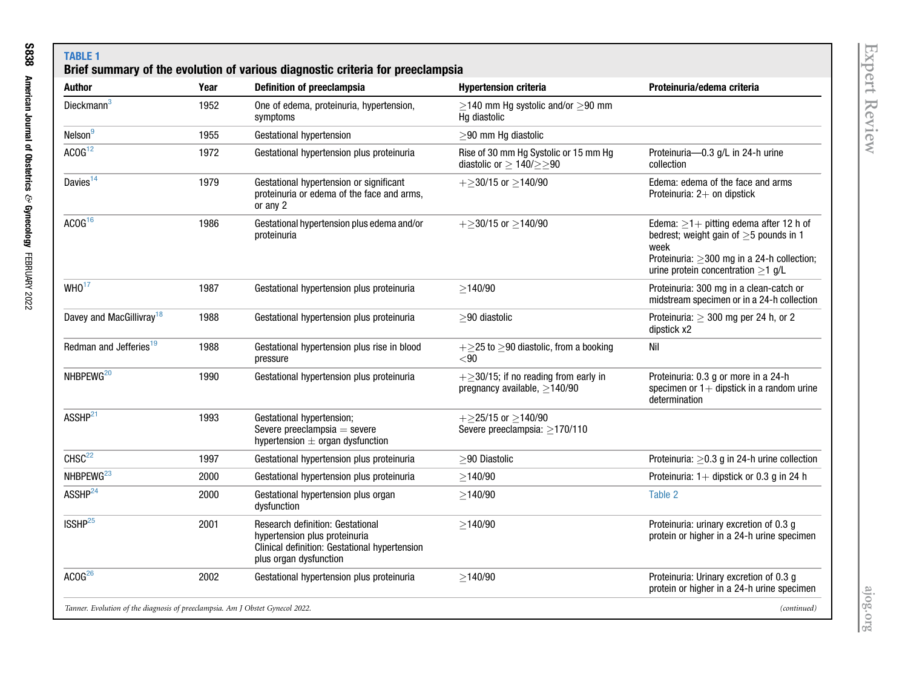**TABLE 1**

**Brief summary of the evolution of various diagnostic criteria for preeclampsia**

| Author | Year | Definition of preeclampsia | Hypertension criteria | Proteinuria/edema criteria |
|---|---|---|---|---|
| Dieckmann[3] | 1952 | One of edema, proteinuria, hypertension, symptoms | ≥140 mm Hg systolic and/or ≥90 mm Hg diastolic | |
| Nelson[9] | 1955 | Gestational hypertension | ≥90 mm Hg diastolic | |
| ACOG[12] | 1972 | Gestational hypertension plus proteinuria | Rise of 30 mm Hg Systolic or 15 mm Hg diastolic or ≥ 140/≥≥90 | Proteinuria—0.3 g/L in 24-h urine collection |
| Davies[14] | 1979 | Gestational hypertension or significant proteinuria or edema of the face and arms, or any 2 | +≥30/15 or ≥140/90 | Edema: edema of the face and arms<br>Proteinuria: 2+ on dipstick |
| ACOG[16] | 1986 | Gestational hypertension plus edema and/or proteinuria | +≥30/15 or ≥140/90 | Edema: ≥1+ pitting edema after 12 h of bedrest; weight gain of ≥5 pounds in 1 week<br>Proteinuria: ≥300 mg in a 24-h collection; urine protein concentration ≥1 g/L |
| WHO[17] | 1987 | Gestational hypertension plus proteinuria | ≥140/90 | Proteinuria: 300 mg in a clean-catch or midstream specimen or in a 24-h collection |
| Davey and MacGillivray[18] | 1988 | Gestational hypertension plus proteinuria | ≥90 diastolic | Proteinuria: ≥ 300 mg per 24 h, or 2 dipstick x2 |
| Redman and Jefferies[19] | 1988 | Gestational hypertension plus rise in blood pressure | +≥25 to ≥90 diastolic, from a booking <90 | Nil |
| NHBPEWG[20] | 1990 | Gestational hypertension plus proteinuria | +≥30/15; if no reading from early in pregnancy available, ≥140/90 | Proteinuria: 0.3 g or more in a 24-h specimen or 1+ dipstick in a random urine determination |
| ASSHP[21] | 1993 | Gestational hypertension;<br>Severe preeclampsia = severe hypertension ± organ dysfunction | +≥25/15 or ≥140/90<br>Severe preeclampsia: ≥170/110 | |
| CHSC[22] | 1997 | Gestational hypertension plus proteinuria | ≥90 Diastolic | Proteinuria: ≥0.3 g in 24-h urine collection |
| NHBPEWG[23] | 2000 | Gestational hypertension plus proteinuria | ≥140/90 | Proteinuria: 1+ dipstick or 0.3 g in 24 h |
| ASSHP[24] | 2000 | Gestational hypertension plus organ dysfunction | ≥140/90 | Table 2 |
| ISSHP[25] | 2001 | Research definition: Gestational hypertension plus proteinuria<br>Clinical definition: Gestational hypertension plus organ dysfunction | ≥140/90 | Proteinuria: urinary excretion of 0.3 g protein or higher in a 24-h urine specimen |
| ACOG[26] | 2002 | Gestational hypertension plus proteinuria | ≥140/90 | Proteinuria: Urinary excretion of 0.3 g protein or higher in a 24-h urine specimen |

*Tanner. Evolution of the diagnosis of preeclampsia. Am J Obstet Gynecol 2022.* *(continued)*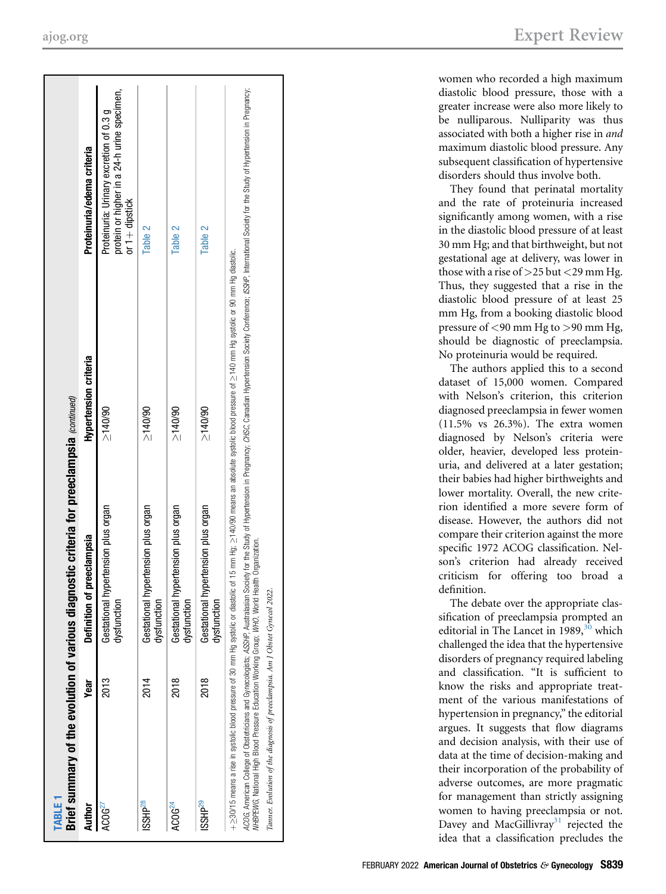**TABLE 1**
**Brief summary of the evolution of various diagnostic criteria for preeclampsia** *(continued)*

| Author | Year | Definition of preeclampsia | Hypertension criteria | Proteinuria/edema criteria |
|---|---|---|---|---|
| ACOG[27] | 2013 | Gestational hypertension plus organ dysfunction | ≥140/90 | Proteinuria: Urinary excretion of 0.3 g protein or higher in a 24-h urine specimen, or 1+ dipstick |
| ISSHP[28] | 2014 | Gestational hypertension plus organ dysfunction | ≥140/90 | Table 2 |
| ACOG[24] | 2018 | Gestational hypertension plus organ dysfunction | ≥140/90 | Table 2 |
| ISSHP[29] | 2018 | Gestational hypertension plus organ dysfunction | ≥140/90 | Table 2 |

+≥30/15 means a rise in systolic blood pressure of 30 mm Hg systolic or diastolic of 15 mm Hg; ≥140/90 means an absolute systolic blood pressure of ≥140 mm Hg systolic or 90 mm Hg diastolic.

*ACOG*, American College of Obstetricians and Gynecologists; *ASSHP*, Australasian Society for the Study of Hypertension in Pregnancy; *CHSC*, Canadian Hypertension Society Conference; *ISSHP*, International Society for the Study of Hypertension in Pregnancy; *NHBPEWG*, National High Blood Pressure Education Working Group; *WHO*, World Health Organization.

*Tanner. Evolution of the diagnosis of preeclampsia. Am J Obstet Gynecol 2022.*

women who recorded a high maximum diastolic blood pressure, those with a greater increase were also more likely to be nulliparous. Nulliparity was thus associated with both a higher rise in *and* maximum diastolic blood pressure. Any subsequent classification of hypertensive disorders should thus involve both.

They found that perinatal mortality and the rate of proteinuria increased significantly among women, with a rise in the diastolic blood pressure of at least 30 mm Hg; and that birthweight, but not gestational age at delivery, was lower in those with a rise of >25 but <29 mm Hg. Thus, they suggested that a rise in the diastolic blood pressure of at least 25 mm Hg, from a booking diastolic blood pressure of <90 mm Hg to >90 mm Hg, should be diagnostic of preeclampsia. No proteinuria would be required.

The authors applied this to a second dataset of 15,000 women. Compared with Nelson's criterion, this criterion diagnosed preeclampsia in fewer women (11.5% vs 26.3%). The extra women diagnosed by Nelson's criteria were older, heavier, developed less proteinuria, and delivered at a later gestation; their babies had higher birthweights and lower mortality. Overall, the new criterion identified a more severe form of disease. However, the authors did not compare their criterion against the more specific 1972 ACOG classification. Nelson's criterion had already received criticism for offering too broad a definition.

The debate over the appropriate classification of preeclampsia prompted an editorial in The Lancet in 1989,[30] which challenged the idea that the hypertensive disorders of pregnancy required labeling and classification. "It is sufficient to know the risks and appropriate treatment of the various manifestations of hypertension in pregnancy," the editorial argues. It suggests that flow diagrams and decision analysis, with their use of data at the time of decision-making and their incorporation of the probability of adverse outcomes, are more pragmatic for management than strictly assigning women to having preeclampsia or not. Davey and MacGillivray[31] rejected the idea that a classification precludes the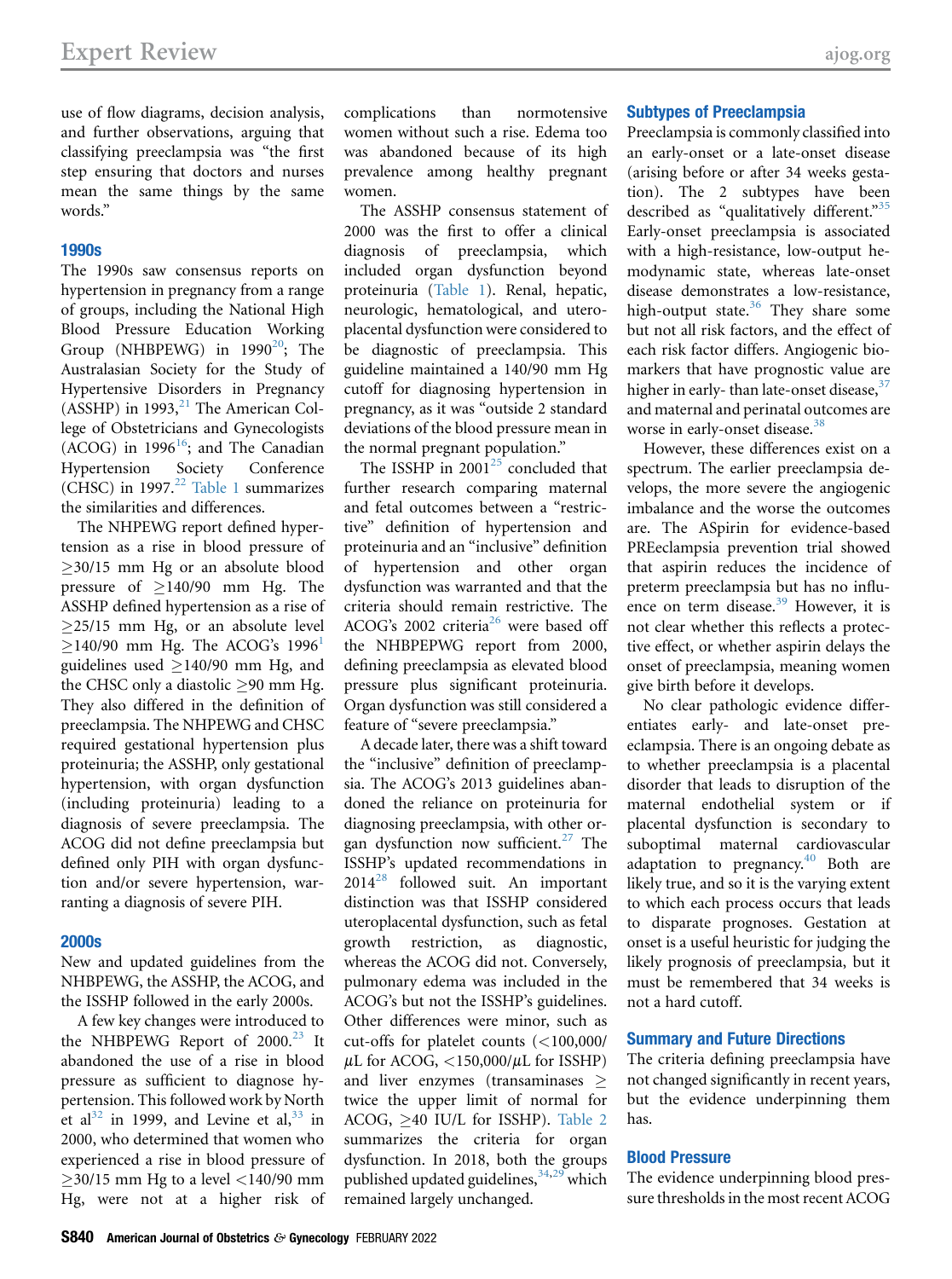use of flow diagrams, decision analysis, and further observations, arguing that classifying preeclampsia was "the first step ensuring that doctors and nurses mean the same things by the same words."

### 1990s

The 1990s saw consensus reports on hypertension in pregnancy from a range of groups, including the National High Blood Pressure Education Working Group (NHBPEWG) in 1990[20]; The Australasian Society for the Study of Hypertensive Disorders in Pregnancy (ASSHP) in 1993,[21] The American College of Obstetricians and Gynecologists (ACOG) in 1996[16]; and The Canadian Hypertension Society Conference (CHSC) in 1997.[22] Table 1 summarizes the similarities and differences.

The NHPEWG report defined hypertension as a rise in blood pressure of ≥30/15 mm Hg or an absolute blood pressure of ≥140/90 mm Hg. The ASSHP defined hypertension as a rise of ≥25/15 mm Hg, or an absolute level ≥140/90 mm Hg. The ACOG's 1996[1] guidelines used ≥140/90 mm Hg, and the CHSC only a diastolic ≥90 mm Hg. They also differed in the definition of preeclampsia. The NHPEWG and CHSC required gestational hypertension plus proteinuria; the ASSHP, only gestational hypertension, with organ dysfunction (including proteinuria) leading to a diagnosis of severe preeclampsia. The ACOG did not define preeclampsia but defined only PIH with organ dysfunction and/or severe hypertension, warranting a diagnosis of severe PIH.

### 2000s

New and updated guidelines from the NHBPEWG, the ASSHP, the ACOG, and the ISSHP followed in the early 2000s.

A few key changes were introduced to the NHBPEWG Report of 2000.[23] It abandoned the use of a rise in blood pressure as sufficient to diagnose hypertension. This followed work by North et al[32] in 1999, and Levine et al,[33] in 2000, who determined that women who experienced a rise in blood pressure of ≥30/15 mm Hg to a level <140/90 mm Hg, were not at a higher risk of complications than normotensive women without such a rise. Edema too was abandoned because of its high prevalence among healthy pregnant women.

The ASSHP consensus statement of 2000 was the first to offer a clinical diagnosis of preeclampsia, which included organ dysfunction beyond proteinuria (Table 1). Renal, hepatic, neurologic, hematological, and uteroplacental dysfunction were considered to be diagnostic of preeclampsia. This guideline maintained a 140/90 mm Hg cutoff for diagnosing hypertension in pregnancy, as it was "outside 2 standard deviations of the blood pressure mean in the normal pregnant population."

The ISSHP in 2001[25] concluded that further research comparing maternal and fetal outcomes between a "restrictive" definition of hypertension and proteinuria and an "inclusive" definition of hypertension and other organ dysfunction was warranted and that the criteria should remain restrictive. The ACOG's 2002 criteria[26] were based off the NHBPEPWG report from 2000, defining preeclampsia as elevated blood pressure plus significant proteinuria. Organ dysfunction was still considered a feature of "severe preeclampsia."

A decade later, there was a shift toward the "inclusive" definition of preeclampsia. The ACOG's 2013 guidelines abandoned the reliance on proteinuria for diagnosing preeclampsia, with other organ dysfunction now sufficient.[27] The ISSHP's updated recommendations in 2014[28] followed suit. An important distinction was that ISSHP considered uteroplacental dysfunction, such as fetal growth restriction, as diagnostic, whereas the ACOG did not. Conversely, pulmonary edema was included in the ACOG's but not the ISSHP's guidelines. Other differences were minor, such as cut-offs for platelet counts (<100,000/μL for ACOG, <150,000/μL for ISSHP) and liver enzymes (transaminases ≥ twice the upper limit of normal for ACOG, ≥40 IU/L for ISSHP). Table 2 summarizes the criteria for organ dysfunction. In 2018, both the groups published updated guidelines,[34,29] which remained largely unchanged.

## Subtypes of Preeclampsia

Preeclampsia is commonly classified into an early-onset or a late-onset disease (arising before or after 34 weeks gestation). The 2 subtypes have been described as "qualitatively different."[35] Early-onset preeclampsia is associated with a high-resistance, low-output hemodynamic state, whereas late-onset disease demonstrates a low-resistance, high-output state.[36] They share some but not all risk factors, and the effect of each risk factor differs. Angiogenic biomarkers that have prognostic value are higher in early- than late-onset disease,[37] and maternal and perinatal outcomes are worse in early-onset disease.[38]

However, these differences exist on a spectrum. The earlier preeclampsia develops, the more severe the angiogenic imbalance and the worse the outcomes are. The ASpirin for evidence-based PREeclampsia prevention trial showed that aspirin reduces the incidence of preterm preeclampsia but has no influence on term disease.[39] However, it is not clear whether this reflects a protective effect, or whether aspirin delays the onset of preeclampsia, meaning women give birth before it develops.

No clear pathologic evidence differentiates early- and late-onset preeclampsia. There is an ongoing debate as to whether preeclampsia is a placental disorder that leads to disruption of the maternal endothelial system or if placental dysfunction is secondary to suboptimal maternal cardiovascular adaptation to pregnancy.[40] Both are likely true, and so it is the varying extent to which each process occurs that leads to disparate prognoses. Gestation at onset is a useful heuristic for judging the likely prognosis of preeclampsia, but it must be remembered that 34 weeks is not a hard cutoff.

## Summary and Future Directions

The criteria defining preeclampsia have not changed significantly in recent years, but the evidence underpinning them has.

## Blood Pressure

The evidence underpinning blood pressure thresholds in the most recent ACOG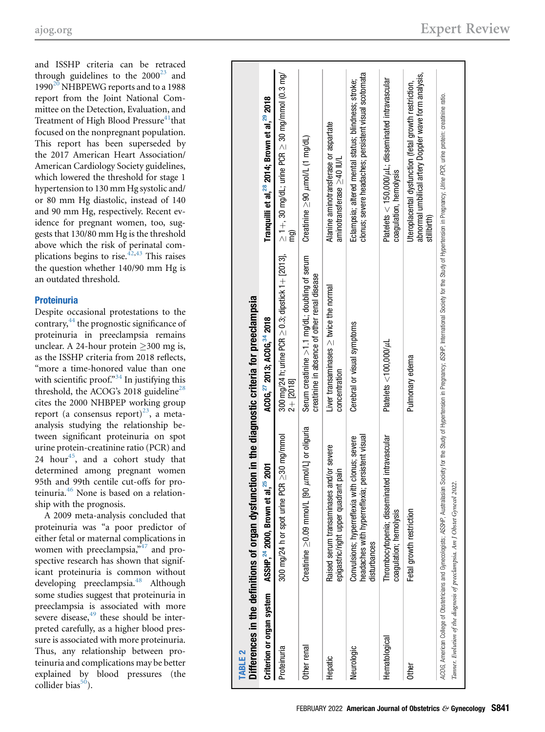and ISSHP criteria can be retraced through guidelines to the 2000[23] and 1990[20] NHBPEWG reports and to a 1988 report from the Joint National Committee on the Detection, Evaluation, and Treatment of High Blood Pressure[41] that focused on the nonpregnant population. This report has been superseded by the 2017 American Heart Association/American Cardiology Society guidelines, which lowered the threshold for stage 1 hypertension to 130 mm Hg systolic and/or 80 mm Hg diastolic, instead of 140 and 90 mm Hg, respectively. Recent evidence for pregnant women, too, suggests that 130/80 mm Hg is the threshold above which the risk of perinatal complications begins to rise.[42,43] This raises the question whether 140/90 mm Hg is an outdated threshold.

## Proteinuria

Despite occasional protestations to the contrary,[44] the prognostic significance of proteinuria in preeclampsia remains unclear. A 24-hour protein ≥300 mg is, as the ISSHP criteria from 2018 reflects, "more a time-honored value than one with scientific proof."[34] In justifying this threshold, the ACOG's 2018 guideline[28] cites the 2000 NHBPEP working group report (a consensus report)[23], a meta-analysis studying the relationship between significant proteinuria on spot urine protein-creatinine ratio (PCR) and 24 hour[45], and a cohort study that determined among pregnant women 95th and 99th centile cut-offs for proteinuria.[46] None is based on a relationship with the prognosis.

A 2009 meta-analysis concluded that proteinuria was "a poor predictor of either fetal or maternal complications in women with preeclampsia,"[47] and prospective research has shown that significant proteinuria is common without developing preeclampsia.[48] Although some studies suggest that proteinuria in preeclampsia is associated with more severe disease,[49] these should be interpreted carefully, as a higher blood pressure is associated with more proteinuria. Thus, any relationship between proteinuria and complications may be better explained by blood pressures (the collider bias[50]).

**TABLE 2**
**Differences in the definitions of organ dysfunction in the diagnostic criteria for preeclampsia**

| Criterion or organ system | ASSHP,[24] 2000, Brown et al,[25] 2001 | ACOG,[27] 2013; ACOG,[34] 2018 | Tranquilli et al,[28] 2014; Brown et al,[29] 2018 |
|---|---|---|---|
| Proteinuria | 300 mg/24 h or spot urine PCR ≥30 mg/mmol | 300 mg/24 h; urine PCR ≥ 0.3; dipstick 1+ [2013], 2+ [2018] | ≥1+, 30 mg/dL; urine PCR ≥ 30 mg/mmol (0.3 mg/mg) |
| Other renal | Creatinine ≥0.09 mmol/L [90 μmol/L] or oliguria | Serum creatinine >1.1 mg/dL; doubling of serum creatinine in absence of other renal disease | Creatinine ≥90 μmol/L (1 mg/dL) |
| Hepatic | Raised serum transaminases and/or severe epigastric/right upper quadrant pain | Liver transaminases ≥ twice the normal concentration | Alanine aminotransferase or aspartate aminotransferase ≥40 IU/L |
| Neurologic | Convulsions; hyperreflexia with clonus; severe headaches with hyperreflexia; persistent visual disturbances | Cerebral or visual symptoms | Eclampsia; altered mental status; blindness; stroke; clonus; severe headaches; persistent visual scotomata |
| Hematological | Thrombocytopenia; disseminated intravascular coagulation; hemolysis | Platelets <100,000/μL | Platelets < 150,000/μL; disseminated intravascular coagulation, hemolysis |
| Other | Fetal growth restriction | Pulmonary edema | Uteroplacental dysfunction (fetal growth restriction, abnormal umbilical artery Doppler wave form analysis, stillbirth) |

*ACOG*, American College of Obstetricians and Gynecologists; *ASSHP*, Australasian Society for the Study of Hypertension in Pregnancy; *ISSHP*, International Society for the Study of Hypertension in Pregnancy; *Urine PCR*, urine protein: creatinine ratio.

*Tanner. Evolution of the diagnosis of preeclampsia. Am J Obstet Gynecol 2022.*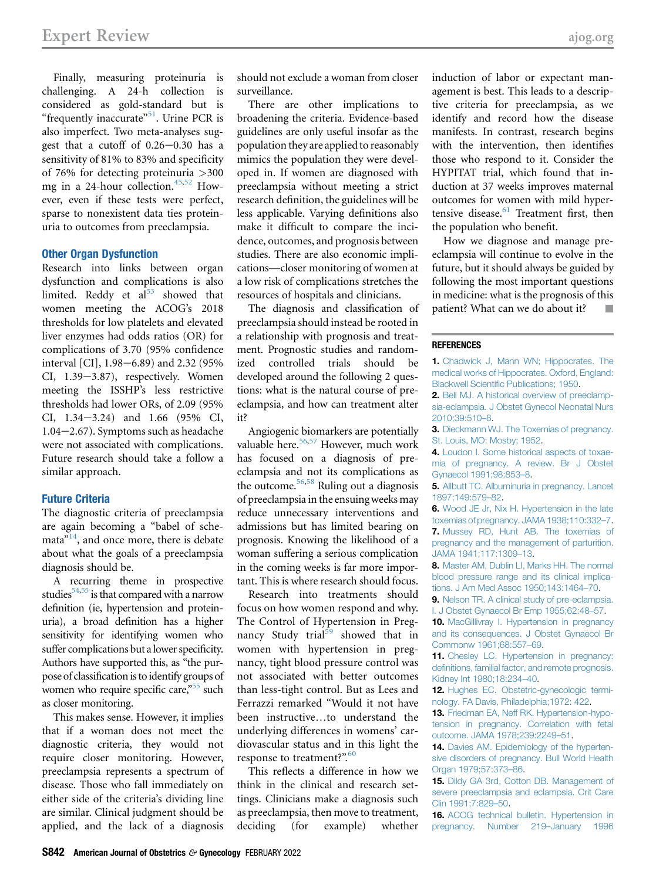Finally, measuring proteinuria is challenging. A 24-h collection is considered as gold-standard but is "frequently inaccurate"[51]. Urine PCR is also imperfect. Two meta-analyses suggest that a cutoff of 0.26−0.30 has a sensitivity of 81% to 83% and specificity of 76% for detecting proteinuria >300 mg in a 24-hour collection.[45,52] However, even if these tests were perfect, sparse to nonexistent data ties proteinuria to outcomes from preeclampsia.

## Other Organ Dysfunction

Research into links between organ dysfunction and complications is also limited. Reddy et al[53] showed that women meeting the ACOG's 2018 thresholds for low platelets and elevated liver enzymes had odds ratios (OR) for complications of 3.70 (95% confidence interval [CI], 1.98−6.89) and 2.32 (95% CI, 1.39−3.87), respectively. Women meeting the ISSHP's less restrictive thresholds had lower ORs, of 2.09 (95% CI, 1.34−3.24) and 1.66 (95% CI, 1.04−2.67). Symptoms such as headache were not associated with complications. Future research should take a follow a similar approach.

## Future Criteria

The diagnostic criteria of preeclampsia are again becoming a "babel of schemata"[14], and once more, there is debate about what the goals of a preeclampsia diagnosis should be.

A recurring theme in prospective studies[54,55] is that compared with a narrow definition (ie, hypertension and proteinuria), a broad definition has a higher sensitivity for identifying women who suffer complications but a lower specificity. Authors have supported this, as "the purpose of classification is to identify groups of women who require specific care,"[55] such as closer monitoring.

This makes sense. However, it implies that if a woman does not meet the diagnostic criteria, they would not require closer monitoring. However, preeclampsia represents a spectrum of disease. Those who fall immediately on either side of the criteria's dividing line are similar. Clinical judgment should be applied, and the lack of a diagnosis should not exclude a woman from closer surveillance.

There are other implications to broadening the criteria. Evidence-based guidelines are only useful insofar as the population they are applied to reasonably mimics the population they were developed in. If women are diagnosed with preeclampsia without meeting a strict research definition, the guidelines will be less applicable. Varying definitions also make it difficult to compare the incidence, outcomes, and prognosis between studies. There are also economic implications—closer monitoring of women at a low risk of complications stretches the resources of hospitals and clinicians.

The diagnosis and classification of preeclampsia should instead be rooted in a relationship with prognosis and treatment. Prognostic studies and randomized controlled trials should be developed around the following 2 questions: what is the natural course of preeclampsia, and how can treatment alter it?

Angiogenic biomarkers are potentially valuable here.[56,57] However, much work has focused on a diagnosis of preeclampsia and not its complications as the outcome.[56,58] Ruling out a diagnosis of preeclampsia in the ensuing weeks may reduce unnecessary interventions and admissions but has limited bearing on prognosis. Knowing the likelihood of a woman suffering a serious complication in the coming weeks is far more important. This is where research should focus.

Research into treatments should focus on how women respond and why. The Control of Hypertension in Pregnancy Study trial[59] showed that in women with hypertension in pregnancy, tight blood pressure control was not associated with better outcomes than less-tight control. But as Lees and Ferrazzi remarked "Would it not have been instructive…to understand the underlying differences in womens' cardiovascular status and in this light the response to treatment?".[60]

This reflects a difference in how we think in the clinical and research settings. Clinicians make a diagnosis such as preeclampsia, then move to treatment, deciding (for example) whether induction of labor or expectant management is best. This leads to a descriptive criteria for preeclampsia, as we identify and record how the disease manifests. In contrast, research begins with the intervention, then identifies those who respond to it. Consider the HYPITAT trial, which found that induction at 37 weeks improves maternal outcomes for women with mild hypertensive disease.[61] Treatment first, then the population who benefit.

How we diagnose and manage preeclampsia will continue to evolve in the future, but it should always be guided by following the most important questions in medicine: what is the prognosis of this patient? What can we do about it?

## REFERENCES

1. Chadwick J, Mann WN; Hippocrates. The medical works of Hippocrates. Oxford, England: Blackwell Scientific Publications; 1950.
2. Bell MJ. A historical overview of preeclampsia-eclampsia. J Obstet Gynecol Neonatal Nurs 2010;39:510–8.
3. Dieckmann WJ. The Toxemias of pregnancy. St. Louis, MO: Mosby; 1952.
4. Loudon I. Some historical aspects of toxaemia of pregnancy. A review. Br J Obstet Gynaecol 1991;98:853–8.
5. Allbutt TC. Albuminuria in pregnancy. Lancet 1897;149:579–82.
6. Wood JE Jr, Nix H. Hypertension in the late toxemias of pregnancy. JAMA 1938;110:332–7.
7. Mussey RD, Hunt AB. The toxemias of pregnancy and the management of parturition. JAMA 1941;117:1309–13.
8. Master AM, Dublin LI, Marks HH. The normal blood pressure range and its clinical implications. J Am Med Assoc 1950;143:1464–70.
9. Nelson TR. A clinical study of pre-eclampsia. I. J Obstet Gynaecol Br Emp 1955;62:48–57.
10. MacGillivray I. Hypertension in pregnancy and its consequences. J Obstet Gynaecol Br Commonw 1961;68:557–69.
11. Chesley LC. Hypertension in pregnancy: definitions, familial factor, and remote prognosis. Kidney Int 1980;18:234–40.
12. Hughes EC. Obstetric-gynecologic terminology. FA Davis, Philadelphia;1972: 422.
13. Friedman EA, Neff RK. Hypertension-hypotension in pregnancy. Correlation with fetal outcome. JAMA 1978;239:2249–51.
14. Davies AM. Epidemiology of the hypertensive disorders of pregnancy. Bull World Health Organ 1979;57:373–86.
15. Dildy GA 3rd, Cotton DB. Management of severe preeclampsia and eclampsia. Crit Care Clin 1991;7:829–50.
16. ACOG technical bulletin. Hypertension in pregnancy. Number 219–January 1996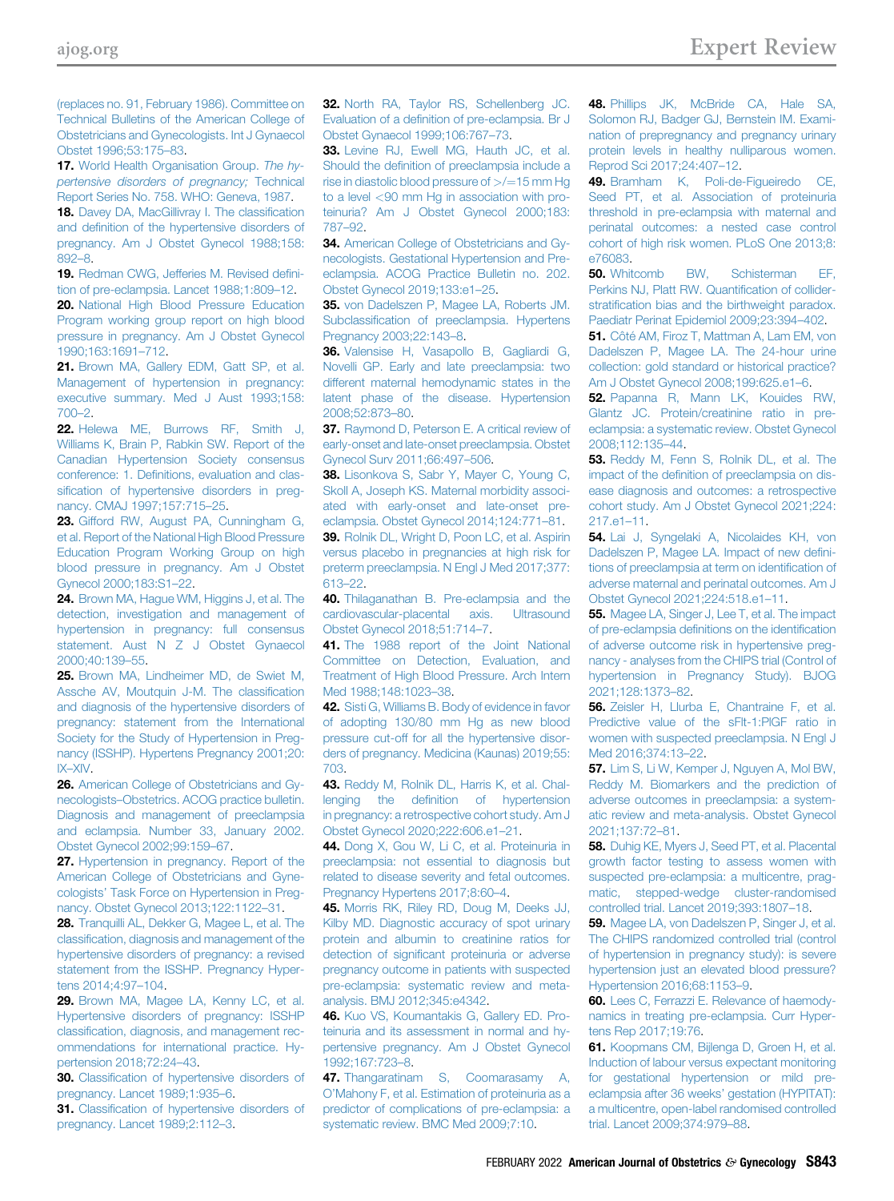(replaces no. 91, February 1986). Committee on Technical Bulletins of the American College of Obstetricians and Gynecologists. Int J Gynaecol Obstet 1996;53:175–83.

**17.** World Health Organisation Group. *The hypertensive disorders of pregnancy;* Technical Report Series No. 758. WHO: Geneva, 1987.

**18.** Davey DA, MacGillivray I. The classification and definition of the hypertensive disorders of pregnancy. Am J Obstet Gynecol 1988;158: 892–8.

**19.** Redman CWG, Jefferies M. Revised definition of pre-eclampsia. Lancet 1988;1:809–12.

**20.** National High Blood Pressure Education Program working group report on high blood pressure in pregnancy. Am J Obstet Gynecol 1990;163:1691–712.

**21.** Brown MA, Gallery EDM, Gatt SP, et al. Management of hypertension in pregnancy: executive summary. Med J Aust 1993;158: 700–2.

**22.** Helewa ME, Burrows RF, Smith J, Williams K, Brain P, Rabkin SW. Report of the Canadian Hypertension Society consensus conference: 1. Definitions, evaluation and classification of hypertensive disorders in pregnancy. CMAJ 1997;157:715–25.

**23.** Gifford RW, August PA, Cunningham G, et al. Report of the National High Blood Pressure Education Program Working Group on high blood pressure in pregnancy. Am J Obstet Gynecol 2000;183:S1–22.

**24.** Brown MA, Hague WM, Higgins J, et al. The detection, investigation and management of hypertension in pregnancy: full consensus statement. Aust N Z J Obstet Gynaecol 2000;40:139–55.

**25.** Brown MA, Lindheimer MD, de Swiet M, Assche AV, Moutquin J-M. The classification and diagnosis of the hypertensive disorders of pregnancy: statement from the International Society for the Study of Hypertension in Pregnancy (ISSHP). Hypertens Pregnancy 2001;20: IX–XIV.

**26.** American College of Obstetricians and Gynecologists–Obstetrics. ACOG practice bulletin. Diagnosis and management of preeclampsia and eclampsia. Number 33, January 2002. Obstet Gynecol 2002;99:159–67.

**27.** Hypertension in pregnancy. Report of the American College of Obstetricians and Gynecologists' Task Force on Hypertension in Pregnancy. Obstet Gynecol 2013;122:1122–31.

**28.** Tranquilli AL, Dekker G, Magee L, et al. The classification, diagnosis and management of the hypertensive disorders of pregnancy: a revised statement from the ISSHP. Pregnancy Hypertens 2014;4:97–104.

**29.** Brown MA, Magee LA, Kenny LC, et al. Hypertensive disorders of pregnancy: ISSHP classification, diagnosis, and management recommendations for international practice. Hypertension 2018;72:24–43.

**30.** Classification of hypertensive disorders of pregnancy. Lancet 1989;1:935–6.

**31.** Classification of hypertensive disorders of pregnancy. Lancet 1989;2:112–3.

**32.** North RA, Taylor RS, Schellenberg JC. Evaluation of a definition of pre-eclampsia. Br J Obstet Gynaecol 1999;106:767–73.

**33.** Levine RJ, Ewell MG, Hauth JC, et al. Should the definition of preeclampsia include a rise in diastolic blood pressure of >/=15 mm Hg to a level <90 mm Hg in association with proteinuria? Am J Obstet Gynecol 2000;183: 787–92.

**34.** American College of Obstetricians and Gynecologists. Gestational Hypertension and Preeclampsia. ACOG Practice Bulletin no. 202. Obstet Gynecol 2019;133:e1–25.

**35.** von Dadelszen P, Magee LA, Roberts JM. Subclassification of preeclampsia. Hypertens Pregnancy 2003;22:143–8.

**36.** Valensise H, Vasapollo B, Gagliardi G, Novelli GP. Early and late preeclampsia: two different maternal hemodynamic states in the latent phase of the disease. Hypertension 2008;52:873–80.

**37.** Raymond D, Peterson E. A critical review of early-onset and late-onset preeclampsia. Obstet Gynecol Surv 2011;66:497–506.

**38.** Lisonkova S, Sabr Y, Mayer C, Young C, Skoll A, Joseph KS. Maternal morbidity associated with early-onset and late-onset preeclampsia. Obstet Gynecol 2014;124:771–81.

**39.** Rolnik DL, Wright D, Poon LC, et al. Aspirin versus placebo in pregnancies at high risk for preterm preeclampsia. N Engl J Med 2017;377: 613–22.

**40.** Thilaganathan B. Pre-eclampsia and the cardiovascular-placental axis. Ultrasound Obstet Gynecol 2018;51:714–7.

**41.** The 1988 report of the Joint National Committee on Detection, Evaluation, and Treatment of High Blood Pressure. Arch Intern Med 1988;148:1023–38.

**42.** Sisti G, Williams B. Body of evidence in favor of adopting 130/80 mm Hg as new blood pressure cut-off for all the hypertensive disorders of pregnancy. Medicina (Kaunas) 2019;55: 703.

**43.** Reddy M, Rolnik DL, Harris K, et al. Challenging the definition of hypertension in pregnancy: a retrospective cohort study. Am J Obstet Gynecol 2020;222:606.e1–21.

**44.** Dong X, Gou W, Li C, et al. Proteinuria in preeclampsia: not essential to diagnosis but related to disease severity and fetal outcomes. Pregnancy Hypertens 2017;8:60–4.

**45.** Morris RK, Riley RD, Doug M, Deeks JJ, Kilby MD. Diagnostic accuracy of spot urinary protein and albumin to creatinine ratios for detection of significant proteinuria or adverse pregnancy outcome in patients with suspected pre-eclampsia: systematic review and meta-analysis. BMJ 2012;345:e4342.

**46.** Kuo VS, Koumantakis G, Gallery ED. Proteinuria and its assessment in normal and hypertensive pregnancy. Am J Obstet Gynecol 1992;167:723–8.

**47.** Thangaratinam S, Coomarasamy A, O'Mahony F, et al. Estimation of proteinuria as a predictor of complications of pre-eclampsia: a systematic review. BMC Med 2009;7:10.

**48.** Phillips JK, McBride CA, Hale SA, Solomon RJ, Badger GJ, Bernstein IM. Examination of prepregnancy and pregnancy urinary protein levels in healthy nulliparous women. Reprod Sci 2017;24:407–12.

**49.** Bramham K, Poli-de-Figueiredo CE, Seed PT, et al. Association of proteinuria threshold in pre-eclampsia with maternal and perinatal outcomes: a nested case control cohort of high risk women. PLoS One 2013;8: e76083.

**50.** Whitcomb BW, Schisterman EF, Perkins NJ, Platt RW. Quantification of collider-stratification bias and the birthweight paradox. Paediatr Perinat Epidemiol 2009;23:394–402.

**51.** Côté AM, Firoz T, Mattman A, Lam EM, von Dadelszen P, Magee LA. The 24-hour urine collection: gold standard or historical practice? Am J Obstet Gynecol 2008;199:625.e1–6.

**52.** Papanna R, Mann LK, Kouides RW, Glantz JC. Protein/creatinine ratio in preeclampsia: a systematic review. Obstet Gynecol 2008;112:135–44.

**53.** Reddy M, Fenn S, Rolnik DL, et al. The impact of the definition of preeclampsia on disease diagnosis and outcomes: a retrospective cohort study. Am J Obstet Gynecol 2021;224: 217.e1–11.

**54.** Lai J, Syngelaki A, Nicolaides KH, von Dadelszen P, Magee LA. Impact of new definitions of preeclampsia at term on identification of adverse maternal and perinatal outcomes. Am J Obstet Gynecol 2021;224:518.e1–11.

**55.** Magee LA, Singer J, Lee T, et al. The impact of pre-eclampsia definitions on the identification of adverse outcome risk in hypertensive pregnancy - analyses from the CHIPS trial (Control of hypertension in Pregnancy Study). BJOG 2021;128:1373–82.

**56.** Zeisler H, Llurba E, Chantraine F, et al. Predictive value of the sFlt-1:PlGF ratio in women with suspected preeclampsia. N Engl J Med 2016;374:13–22.

**57.** Lim S, Li W, Kemper J, Nguyen A, Mol BW, Reddy M. Biomarkers and the prediction of adverse outcomes in preeclampsia: a systematic review and meta-analysis. Obstet Gynecol 2021;137:72–81.

**58.** Duhig KE, Myers J, Seed PT, et al. Placental growth factor testing to assess women with suspected pre-eclampsia: a multicentre, pragmatic, stepped-wedge cluster-randomised controlled trial. Lancet 2019;393:1807–18.

**59.** Magee LA, von Dadelszen P, Singer J, et al. The CHIPS randomized controlled trial (control of hypertension in pregnancy study): is severe hypertension just an elevated blood pressure? Hypertension 2016;68:1153–9.

**60.** Lees C, Ferrazzi E. Relevance of haemodynamics in treating pre-eclampsia. Curr Hypertens Rep 2017;19:76.

**61.** Koopmans CM, Bijlenga D, Groen H, et al. Induction of labour versus expectant monitoring for gestational hypertension or mild preeclampsia after 36 weeks' gestation (HYPITAT): a multicentre, open-label randomised controlled trial. Lancet 2009;374:979–88.